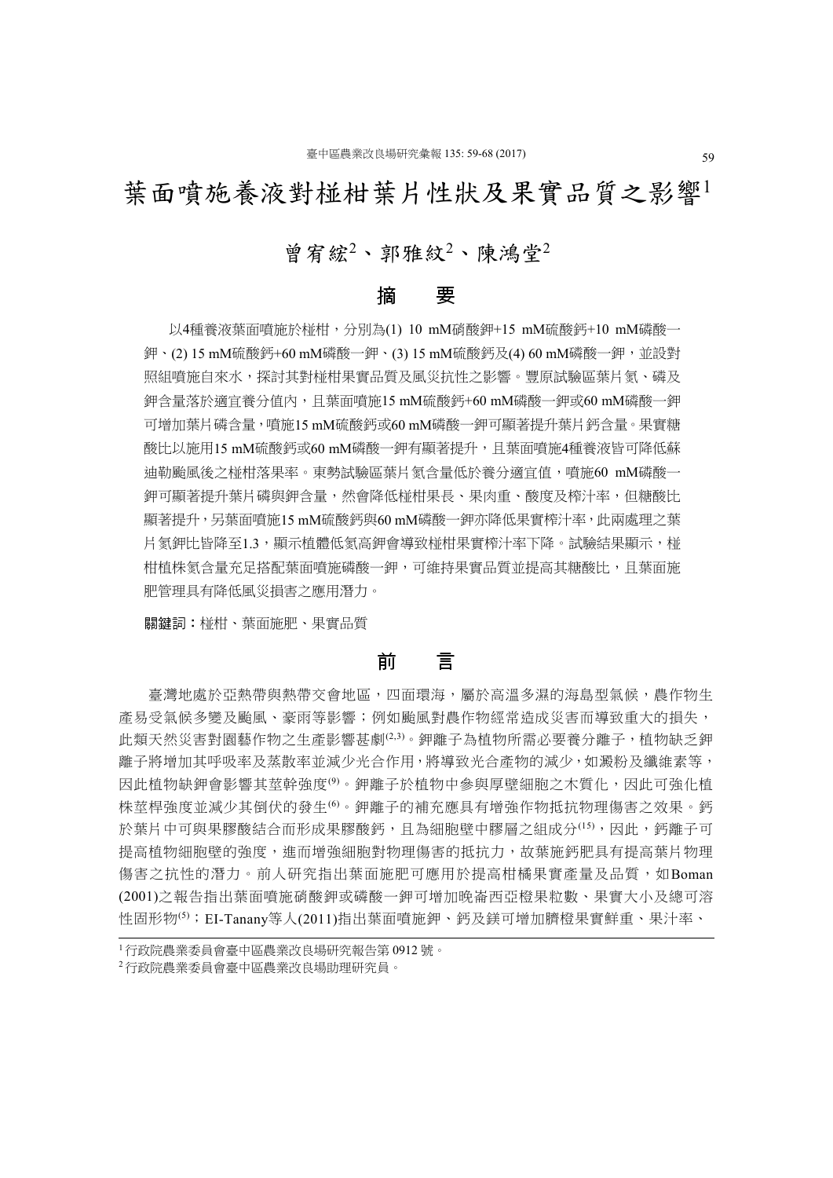# 葉面噴施養液對椪柑葉片性狀及果實品質之影響[1]

## 曾宥綋[2]、郭雅紋[2]、陳鴻堂[2]

## 摘　要

以4種養液葉面噴施於椪柑，分別為(1) 10 mM硝酸鉀+15 mM硫酸鈣+10 mM磷酸一鉀、(2) 15 mM硫酸鈣+60 mM磷酸一鉀、(3) 15 mM硫酸鈣及(4) 60 mM磷酸一鉀，並設對照組噴施自來水，探討其對椪柑果實品質及風災抗性之影響。豐原試驗區葉片氮、磷及鉀含量落於適宜養分值內，且葉面噴施15 mM硫酸鈣+60 mM磷酸一鉀或60 mM磷酸一鉀可增加葉片磷含量，噴施15 mM硫酸鈣或60 mM磷酸一鉀可顯著提升葉片鈣含量。果實糖酸比以施用15 mM硫酸鈣或60 mM磷酸一鉀有顯著提升，且葉面噴施4種養液皆可降低蘇迪勒颱風後之椪柑落果率。東勢試驗區葉片氮含量低於養分適宜值，噴施60 mM磷酸一鉀可顯著提升葉片磷與鉀含量，然會降低椪柑果長、果肉重、酸度及榨汁率，但糖酸比顯著提升，另葉面噴施15 mM硫酸鈣與60 mM磷酸一鉀亦降低果實榨汁率，此兩處理之葉片氮鉀比皆降至1.3，顯示植體低氮高鉀會導致椪柑果實榨汁率下降。試驗結果顯示，椪柑植株氮含量充足搭配葉面噴施磷酸一鉀，可維持果實品質並提高其糖酸比，且葉面施肥管理具有降低風災損害之應用潛力。

**關鍵詞：**椪柑、葉面施肥、果實品質

## 前　言

臺灣地處於亞熱帶與熱帶交會地區，四面環海，屬於高溫多濕的海島型氣候，農作物生產易受氣候多變及颱風、豪雨等影響；例如颱風對農作物經常造成災害而導致重大的損失，此類天然災害對園藝作物之生產影響甚劇[2,3]。鉀離子為植物所需必要養分離子，植物缺乏鉀離子將增加其呼吸率及蒸散率並減少光合作用，將導致光合產物的減少，如澱粉及纖維素等，因此植物缺鉀會影響其莖幹強度[9]。鉀離子於植物中參與厚壁細胞之木質化，因此可強化植株莖桿強度並減少其倒伏的發生[6]。鉀離子的補充應具有增強作物抵抗物理傷害之效果。鈣於葉片中可與果膠酸結合而形成果膠酸鈣，且為細胞壁中膠層之組成分[15]，因此，鈣離子可提高植物細胞壁的強度，進而增強細胞對物理傷害的抵抗力，故葉施鈣肥具有提高葉片物理傷害之抗性的潛力。前人研究指出葉面施肥可應用於提高柑橘果實產量及品質，如Boman (2001)之報告指出葉面噴施硝酸鉀或磷酸一鉀可增加晚崙西亞橙果粒數、果實大小及總可溶性固形物[5]；EI-Tanany等人(2011)指出葉面噴施鉀、鈣及鎂可增加臍橙果實鮮重、果汁率、

---

[1] 行政院農業委員會臺中區農業改良場研究報告第 0912 號。

[2] 行政院農業委員會臺中區農業改良場助理研究員。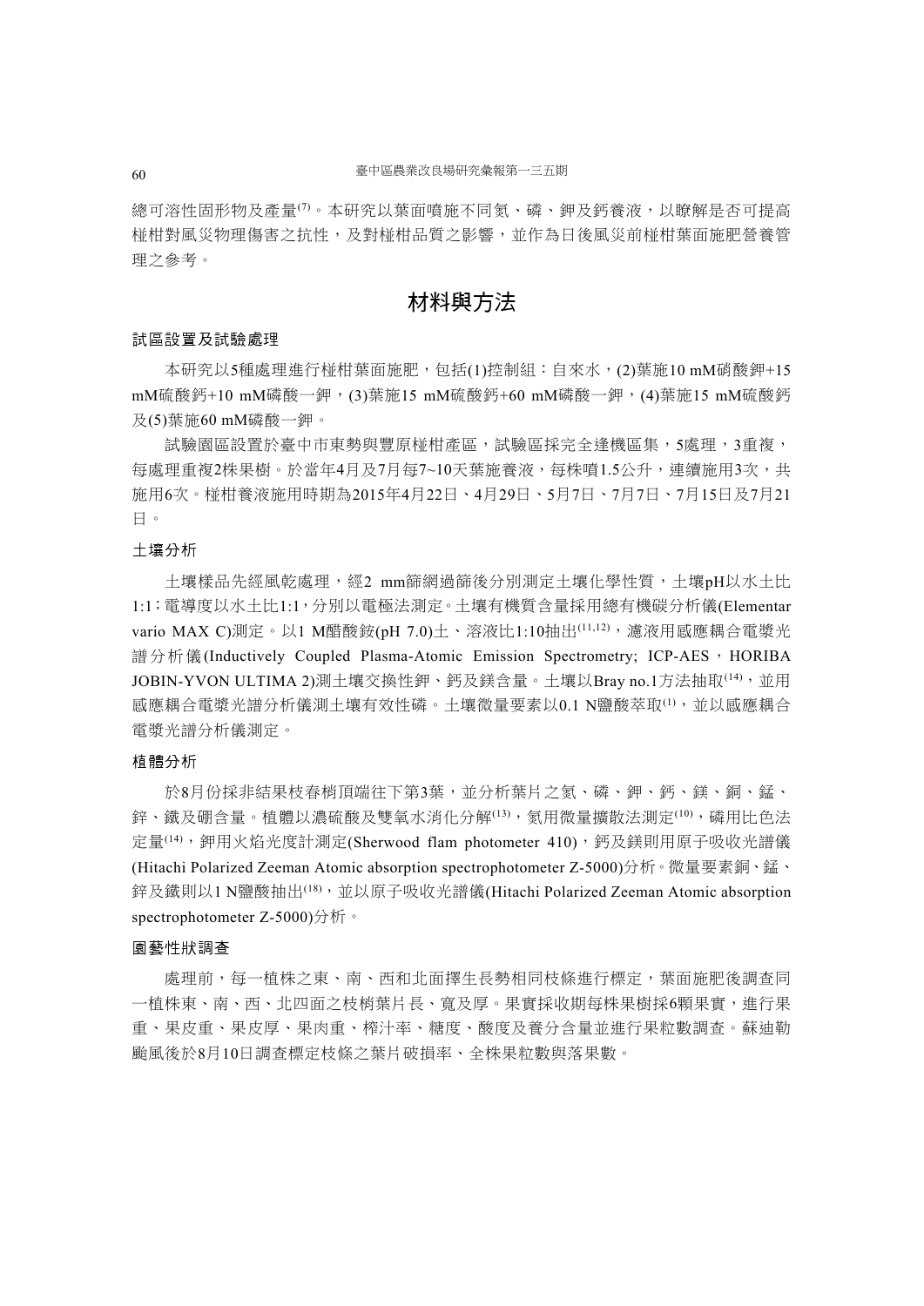總可溶性固形物及產量[7]。本研究以葉面噴施不同氮、磷、鉀及鈣養液，以瞭解是否可提高椪柑對風災物理傷害之抗性，及對椪柑品質之影響，並作為日後風災前椪柑葉面施肥營養管理之參考。

# 材料與方法

### 試區設置及試驗處理

本研究以5種處理進行椪柑葉面施肥，包括(1)控制組：自來水，(2)葉施10 mM硝酸鉀+15 mM硫酸鈣+10 mM磷酸一鉀，(3)葉施15 mM硫酸鈣+60 mM磷酸一鉀，(4)葉施15 mM硫酸鈣及(5)葉施60 mM磷酸一鉀。

試驗園區設置於臺中市東勢與豐原椪柑產區，試驗區採完全逢機區集，5處理，3重複，每處理重複2株果樹。於當年4月及7月每7~10天葉施養液，每株噴1.5公升，連續施用3次，共施用6次。椪柑養液施用時期為2015年4月22日、4月29日、5月7日、7月7日、7月15日及7月21日。

### 土壤分析

土壤樣品先經風乾處理，經2 mm篩網過篩後分別測定土壤化學性質，土壤pH以水土比1:1；電導度以水土比1:1，分別以電極法測定。土壤有機質含量採用總有機碳分析儀(Elementar vario MAX C)測定。以1 M醋酸銨(pH 7.0)土、溶液比1:10抽出[11,12]，濾液用感應耦合電漿光譜分析儀(Inductively Coupled Plasma-Atomic Emission Spectrometry; ICP-AES，HORIBA JOBIN-YVON ULTIMA 2)測土壤交換性鉀、鈣及鎂含量。土壤以Bray no.1方法抽取[14]，並用感應耦合電漿光譜分析儀測土壤有效性磷。土壤微量要素以0.1 N鹽酸萃取[1]，並以感應耦合電漿光譜分析儀測定。

### 植體分析

於8月份採非結果枝春梢頂端往下第3葉，並分析葉片之氮、磷、鉀、鈣、鎂、銅、錳、鋅、鐵及硼含量。植體以濃硫酸及雙氧水消化分解[13]，氮用微量擴散法測定[10]，磷用比色法定量[14]，鉀用火焰光度計測定(Sherwood flam photometer 410)，鈣及鎂則用原子吸收光譜儀(Hitachi Polarized Zeeman Atomic absorption spectrophotometer Z-5000)分析。微量要素銅、錳、鋅及鐵則以1 N鹽酸抽出[18]，並以原子吸收光譜儀(Hitachi Polarized Zeeman Atomic absorption spectrophotometer Z-5000)分析。

### 園藝性狀調查

處理前，每一植株之東、南、西和北面擇生長勢相同枝條進行標定，葉面施肥後調查同一植株東、南、西、北四面之枝梢葉片長、寬及厚。果實採收期每株果樹採6顆果實，進行果重、果皮重、果皮厚、果肉重、榨汁率、糖度、酸度及養分含量並進行果粒數調查。蘇迪勒颱風後於8月10日調查標定枝條之葉片破損率、全株果粒數與落果數。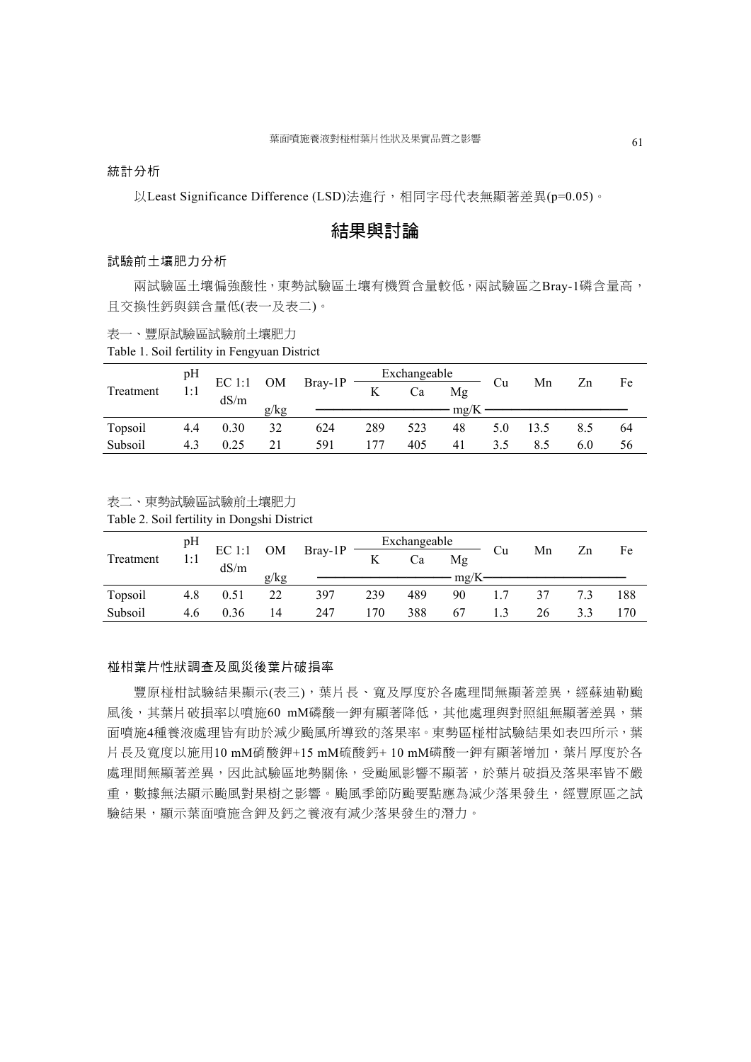### 統計分析

以Least Significance Difference (LSD)法進行，相同字母代表無顯著差異(p=0.05)。

## 結果與討論

### 試驗前土壤肥力分析

兩試驗區土壤偏強酸性，東勢試驗區土壤有機質含量較低，兩試驗區之Bray-1磷含量高，且交換性鈣與鎂含量低(表一及表二)。

表一、豐原試驗區試驗前土壤肥力

Table 1. Soil fertility in Fengyuan District

| Treatment | pH 1:1 | EC 1:1 dS/m | OM | Bray-1P | Exchangeable | | | Cu | Mn | Zn | Fe |
|---|---|---|---|---|---|---|---|---|---|---|---|
| | | | | | K | Ca | Mg | | | | |
| | | | g/kg | mg/K | | | | | | | |
| Topsoil | 4.4 | 0.30 | 32 | 624 | 289 | 523 | 48 | 5.0 | 13.5 | 8.5 | 64 |
| Subsoil | 4.3 | 0.25 | 21 | 591 | 177 | 405 | 41 | 3.5 | 8.5 | 6.0 | 56 |

表二、東勢試驗區試驗前土壤肥力

Table 2. Soil fertility in Dongshi District

| Treatment | pH 1:1 | EC 1:1 dS/m | OM | Bray-1P | Exchangeable | | | Cu | Mn | Zn | Fe |
|---|---|---|---|---|---|---|---|---|---|---|---|
| | | | | | K | Ca | Mg | | | | |
| | | | g/kg | mg/K | | | | | | | |
| Topsoil | 4.8 | 0.51 | 22 | 397 | 239 | 489 | 90 | 1.7 | 37 | 7.3 | 188 |
| Subsoil | 4.6 | 0.36 | 14 | 247 | 170 | 388 | 67 | 1.3 | 26 | 3.3 | 170 |

### 椪柑葉片性狀調查及風災後葉片破損率

豐原椪柑試驗結果顯示(表三)，葉片長、寬及厚度於各處理間無顯著差異，經蘇迪勒颱風後，其葉片破損率以噴施60 mM磷酸一鉀有顯著降低，其他處理與對照組無顯著差異，葉面噴施4種養液處理皆有助於減少颱風所導致的落果率。東勢區椪柑試驗結果如表四所示，葉片長及寬度以施用10 mM硝酸鉀+15 mM硫酸鈣+ 10 mM磷酸一鉀有顯著增加，葉片厚度於各處理間無顯著差異，因此試驗區地勢關係，受颱風影響不顯著，於葉片破損及落果率皆不嚴重，數據無法顯示颱風對果樹之影響。颱風季節防颱要點應為減少落果發生，經豐原區之試驗結果，顯示葉面噴施含鉀及鈣之養液有減少落果發生的潛力。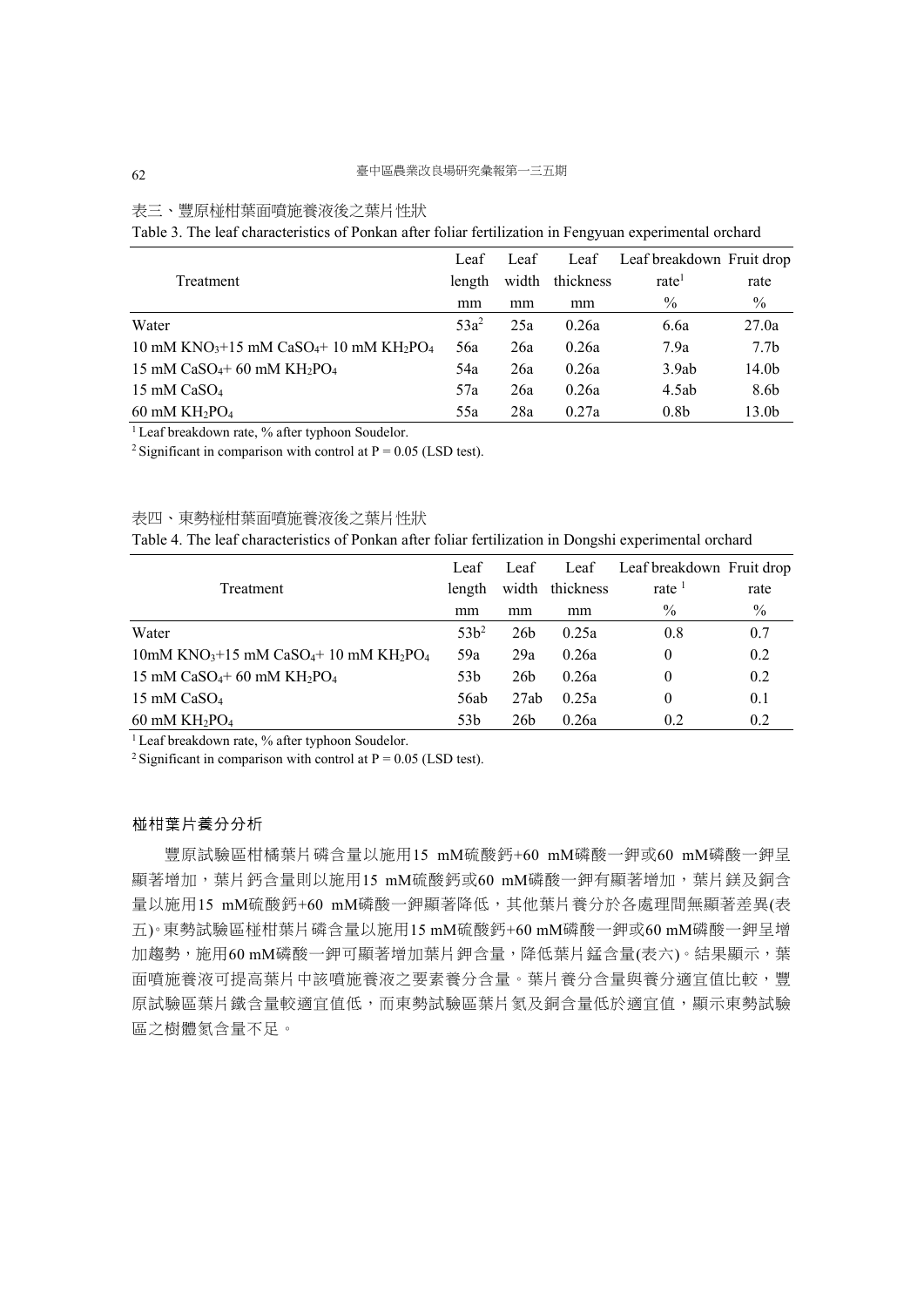表三、豐原椪柑葉面噴施養液後之葉片性狀

Table 3. The leaf characteristics of Ponkan after foliar fertilization in Fengyuan experimental orchard

| Treatment | Leaf length | Leaf width | Leaf thickness | Leaf breakdown rate[1] | Fruit drop rate |
|---|---|---|---|---|---|
| | mm | mm | mm | % | % |
| Water | 53a[2] | 25a | 0.26a | 6.6a | 27.0a |
| 10 mM $KNO_3$+15 mM $CaSO_4$+ 10 mM $KH_2PO_4$ | 56a | 26a | 0.26a | 7.9a | 7.7b |
| 15 mM $CaSO_4$+ 60 mM $KH_2PO_4$ | 54a | 26a | 0.26a | 3.9ab | 14.0b |
| 15 mM $CaSO_4$ | 57a | 26a | 0.26a | 4.5ab | 8.6b |
| 60 mM $KH_2PO_4$ | 55a | 28a | 0.27a | 0.8b | 13.0b |

[1] Leaf breakdown rate, % after typhoon Soudelor.

[2] Significant in comparison with control at $P = 0.05$ (LSD test).

表四、東勢椪柑葉面噴施養液後之葉片性狀

Table 4. The leaf characteristics of Ponkan after foliar fertilization in Dongshi experimental orchard

| Treatment | Leaf length | Leaf width | Leaf thickness | Leaf breakdown rate[1] | Fruit drop rate |
|---|---|---|---|---|---|
| | mm | mm | mm | % | % |
| Water | 53b[2] | 26b | 0.25a | 0.8 | 0.7 |
| 10mM $KNO_3$+15 mM $CaSO_4$+ 10 mM $KH_2PO_4$ | 59a | 29a | 0.26a | 0 | 0.2 |
| 15 mM $CaSO_4$+ 60 mM $KH_2PO_4$ | 53b | 26b | 0.26a | 0 | 0.2 |
| 15 mM $CaSO_4$ | 56ab | 27ab | 0.25a | 0 | 0.1 |
| 60 mM $KH_2PO_4$ | 53b | 26b | 0.26a | 0.2 | 0.2 |

[1] Leaf breakdown rate, % after typhoon Soudelor.

[2] Significant in comparison with control at $P = 0.05$ (LSD test).

### 椪柑葉片養分分析

豐原試驗區柑橘葉片磷含量以施用15 mM硫酸鈣+60 mM磷酸一鉀或60 mM磷酸一鉀呈顯著增加，葉片鈣含量則以施用15 mM硫酸鈣或60 mM磷酸一鉀有顯著增加，葉片鎂及銅含量以施用15 mM硫酸鈣+60 mM磷酸一鉀顯著降低，其他葉片養分於各處理間無顯著差異(表五)。東勢試驗區椪柑葉片磷含量以施用15 mM硫酸鈣+60 mM磷酸一鉀或60 mM磷酸一鉀呈增加趨勢，施用60 mM磷酸一鉀可顯著增加葉片鉀含量，降低葉片錳含量(表六)。結果顯示，葉面噴施養液可提高葉片中該噴施養液之要素養分含量。葉片養分含量與養分適宜值比較，豐原試驗區葉片鐵含量較適宜值低，而東勢試驗區葉片氮及銅含量低於適宜值，顯示東勢試驗區之樹體氮含量不足。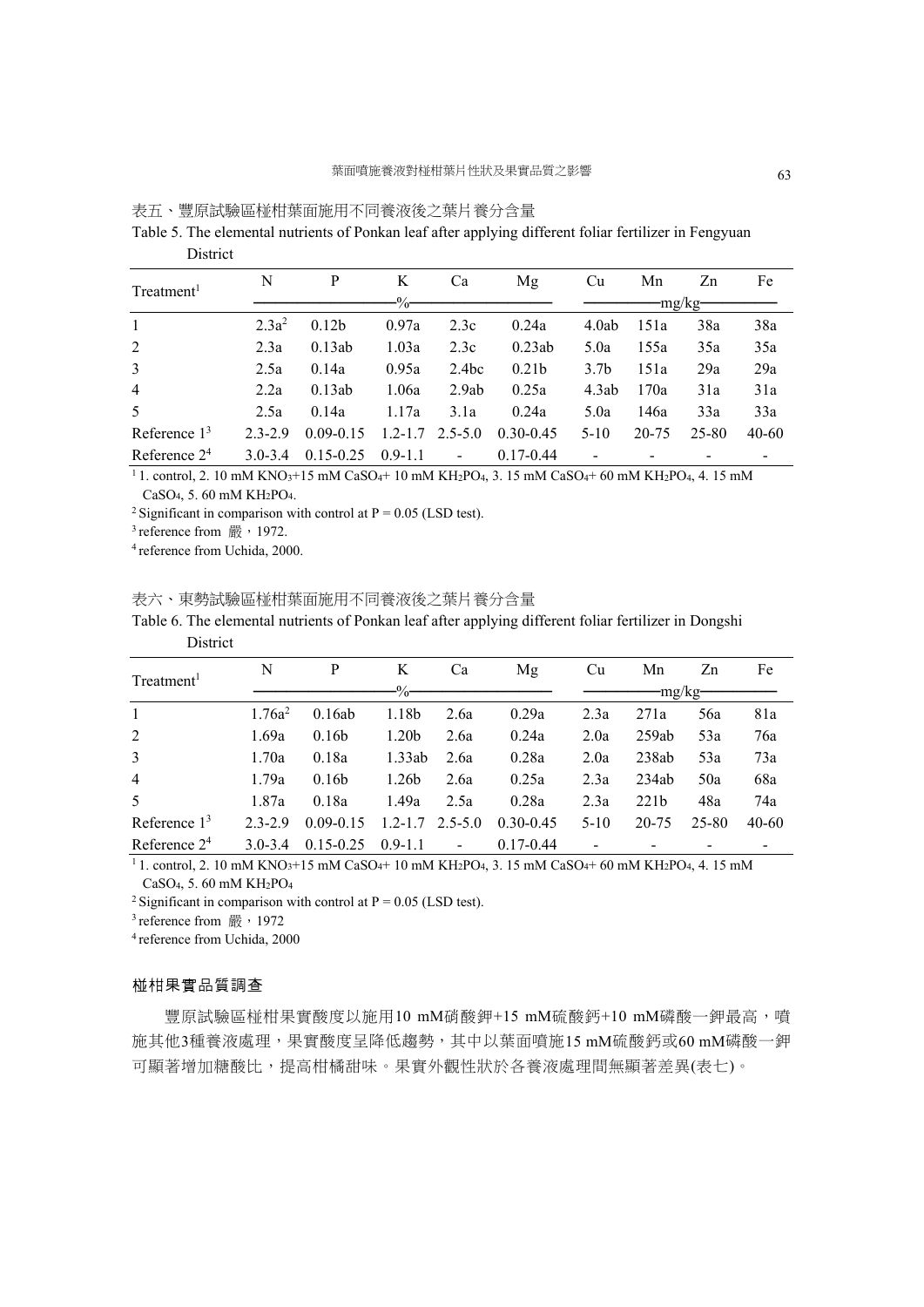表五、豐原試驗區椪柑葉面施用不同養液後之葉片養分含量

Table 5. The elemental nutrients of Ponkan leaf after applying different foliar fertilizer in Fengyuan District

| Treatment[1] | N | P | K | Ca | Mg | Cu | Mn | Zn | Fe |
|---|---|---|---|---|---|---|---|---|---|
| | % | | | | | mg/kg | | | |
| 1 | 2.3a[2] | 0.12b | 0.97a | 2.3c | 0.24a | 4.0ab | 151a | 38a | 38a |
| 2 | 2.3a | 0.13ab | 1.03a | 2.3c | 0.23ab | 5.0a | 155a | 35a | 35a |
| 3 | 2.5a | 0.14a | 0.95a | 2.4bc | 0.21b | 3.7b | 151a | 29a | 29a |
| 4 | 2.2a | 0.13ab | 1.06a | 2.9ab | 0.25a | 4.3ab | 170a | 31a | 31a |
| 5 | 2.5a | 0.14a | 1.17a | 3.1a | 0.24a | 5.0a | 146a | 33a | 33a |
| Reference 1[3] | 2.3-2.9 | 0.09-0.15 | 1.2-1.7 | 2.5-5.0 | 0.30-0.45 | 5-10 | 20-75 | 25-80 | 40-60 |
| Reference 2[4] | 3.0-3.4 | 0.15-0.25 | 0.9-1.1 | - | 0.17-0.44 | - | - | - | - |

[1] 1. control, 2. 10 mM $KNO_3$+15 mM $CaSO_4$+ 10 mM $KH_2PO_4$, 3. 15 mM $CaSO_4$+ 60 mM $KH_2PO_4$, 4. 15 mM $CaSO_4$, 5. 60 mM $KH_2PO_4$.

[2] Significant in comparison with control at $P = 0.05$ (LSD test).

[3] reference from 嚴，1972.

[4] reference from Uchida, 2000.

表六、東勢試驗區椪柑葉面施用不同養液後之葉片養分含量

Table 6. The elemental nutrients of Ponkan leaf after applying different foliar fertilizer in Dongshi District

| Treatment[1] | N | P | K | Ca | Mg | Cu | Mn | Zn | Fe |
|---|---|---|---|---|---|---|---|---|---|
| | % | | | | | mg/kg | | | |
| 1 | 1.76a[2] | 0.16ab | 1.18b | 2.6a | 0.29a | 2.3a | 271a | 56a | 81a |
| 2 | 1.69a | 0.16b | 1.20b | 2.6a | 0.24a | 2.0a | 259ab | 53a | 76a |
| 3 | 1.70a | 0.18a | 1.33ab | 2.6a | 0.28a | 2.0a | 238ab | 53a | 73a |
| 4 | 1.79a | 0.16b | 1.26b | 2.6a | 0.25a | 2.3a | 234ab | 50a | 68a |
| 5 | 1.87a | 0.18a | 1.49a | 2.5a | 0.28a | 2.3a | 221b | 48a | 74a |
| Reference 1[3] | 2.3-2.9 | 0.09-0.15 | 1.2-1.7 | 2.5-5.0 | 0.30-0.45 | 5-10 | 20-75 | 25-80 | 40-60 |
| Reference 2[4] | 3.0-3.4 | 0.15-0.25 | 0.9-1.1 | - | 0.17-0.44 | - | - | - | - |

[1] 1. control, 2. 10 mM $KNO_3$+15 mM $CaSO_4$+ 10 mM $KH_2PO_4$, 3. 15 mM $CaSO_4$+ 60 mM $KH_2PO_4$, 4. 15 mM $CaSO_4$, 5. 60 mM $KH_2PO_4$

[2] Significant in comparison with control at $P = 0.05$ (LSD test).

[3] reference from 嚴，1972

[4] reference from Uchida, 2000

### 椪柑果實品質調查

豐原試驗區椪柑果實酸度以施用10 mM硝酸鉀+15 mM硫酸鈣+10 mM磷酸一鉀最高，噴施其他3種養液處理，果實酸度呈降低趨勢，其中以葉面噴施15 mM硫酸鈣或60 mM磷酸一鉀可顯著增加糖酸比，提高柑橘甜味。果實外觀性狀於各養液處理間無顯著差異(表七)。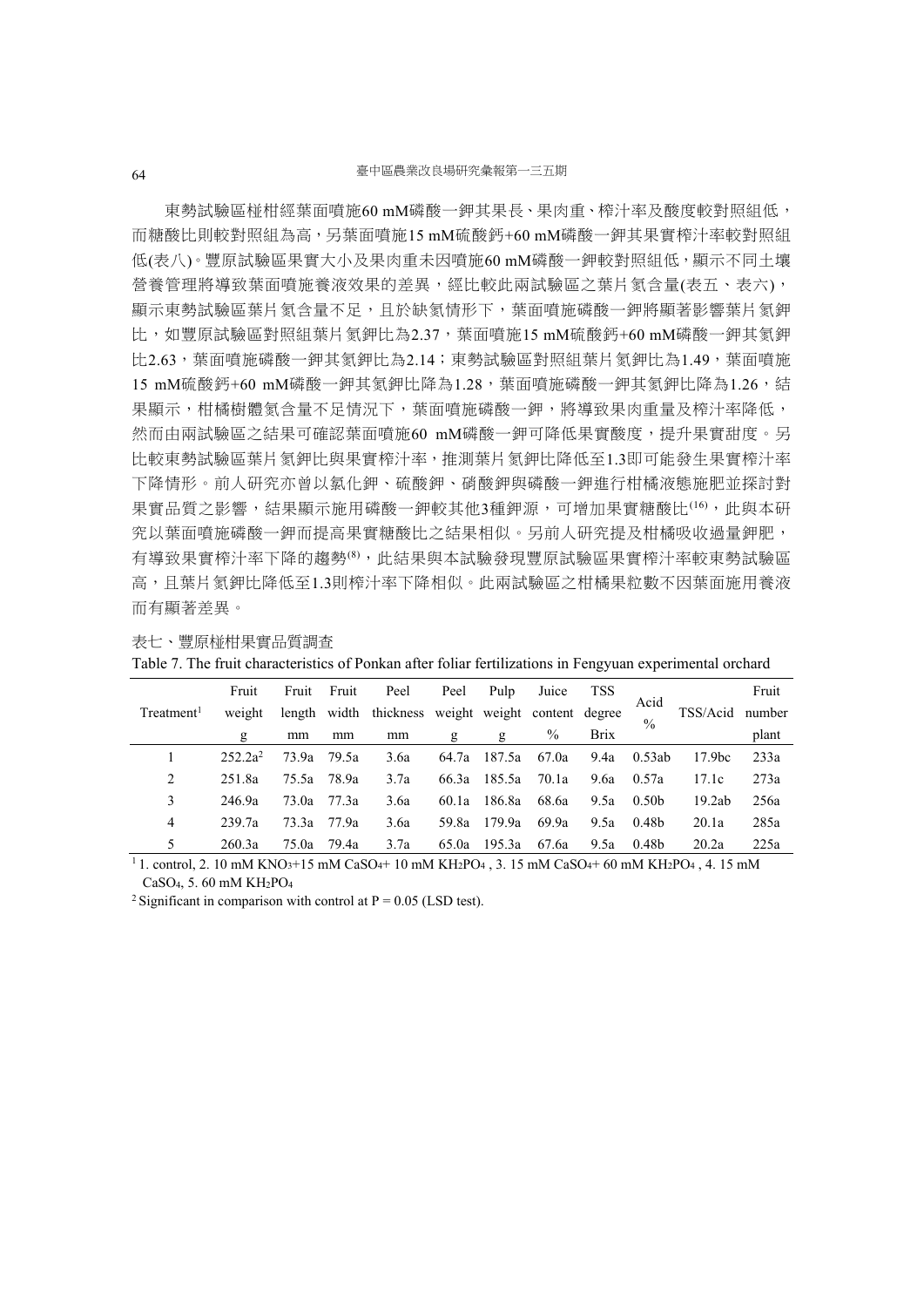東勢試驗區椪柑經葉面噴施60 mM磷酸一鉀其果長、果肉重、榨汁率及酸度較對照組低，而糖酸比則較對照組為高，另葉面噴施15 mM硫酸鈣+60 mM磷酸一鉀其果實榨汁率較對照組低(表八)。豐原試驗區果實大小及果肉重未因噴施60 mM磷酸一鉀較對照組低，顯示不同土壤營養管理將導致葉面噴施養液效果的差異，經比較此兩試驗區之葉片氮含量(表五、表六)，顯示東勢試驗區葉片氮含量不足，且於缺氮情形下，葉面噴施磷酸一鉀將顯著影響葉片氮鉀比，如豐原試驗區對照組葉片氮鉀比為2.37，葉面噴施15 mM硫酸鈣+60 mM磷酸一鉀其氮鉀比2.63，葉面噴施磷酸一鉀其氮鉀比為2.14；東勢試驗區對照組葉片氮鉀比為1.49，葉面噴施15 mM硫酸鈣+60 mM磷酸一鉀其氮鉀比降為1.28，葉面噴施磷酸一鉀其氮鉀比降為1.26，結果顯示，柑橘樹體氮含量不足情況下，葉面噴施磷酸一鉀，將導致果肉重量及榨汁率降低，然而由兩試驗區之結果可確認葉面噴施60 mM磷酸一鉀可降低果實酸度，提升果實甜度。另比較東勢試驗區葉片氮鉀比與果實榨汁率，推測葉片氮鉀比降低至1.3即可能發生果實榨汁率下降情形。前人研究亦曾以氯化鉀、硫酸鉀、硝酸鉀與磷酸一鉀進行柑橘液態施肥並探討對果實品質之影響，結果顯示施用磷酸一鉀較其他3種鉀源，可增加果實糖酸比[16]，此與本研究以葉面噴施磷酸一鉀而提高果實糖酸比之結果相似。另前人研究提及柑橘吸收過量鉀肥，有導致果實榨汁率下降的趨勢[8]，此結果與本試驗發現豐原試驗區果實榨汁率較東勢試驗區高，且葉片氮鉀比降低至1.3則榨汁率下降相似。此兩試驗區之柑橘果粒數不因葉面施用養液而有顯著差異。

表七、豐原椪柑果實品質調查

Table 7. The fruit characteristics of Ponkan after foliar fertilizations in Fengyuan experimental orchard

| Treatment[1] | Fruit weight g | Fruit length mm | Fruit width mm | Peel thickness mm | Peel weight g | Pulp weight g | Juice content % | TSS degree Brix | Acid % | TSS/Acid | Fruit number plant |
|---|---|---|---|---|---|---|---|---|---|---|---|
| 1 | 252.2a[2] | 73.9a | 79.5a | 3.6a | 64.7a | 187.5a | 67.0a | 9.4a | 0.53ab | 17.9bc | 233a |
| 2 | 251.8a | 75.5a | 78.9a | 3.7a | 66.3a | 185.5a | 70.1a | 9.6a | 0.57a | 17.1c | 273a |
| 3 | 246.9a | 73.0a | 77.3a | 3.6a | 60.1a | 186.8a | 68.6a | 9.5a | 0.50b | 19.2ab | 256a |
| 4 | 239.7a | 73.3a | 77.9a | 3.6a | 59.8a | 179.9a | 69.9a | 9.5a | 0.48b | 20.1a | 285a |
| 5 | 260.3a | 75.0a | 79.4a | 3.7a | 65.0a | 195.3a | 67.6a | 9.5a | 0.48b | 20.2a | 225a |

[1] 1. control, 2. 10 mM $KNO_3$+15 mM $CaSO_4$+ 10 mM $KH_2PO_4$ , 3. 15 mM $CaSO_4$+ 60 mM $KH_2PO_4$ , 4. 15 mM $CaSO_4$, 5. 60 mM $KH_2PO_4$

[2] Significant in comparison with control at $P = 0.05$ (LSD test).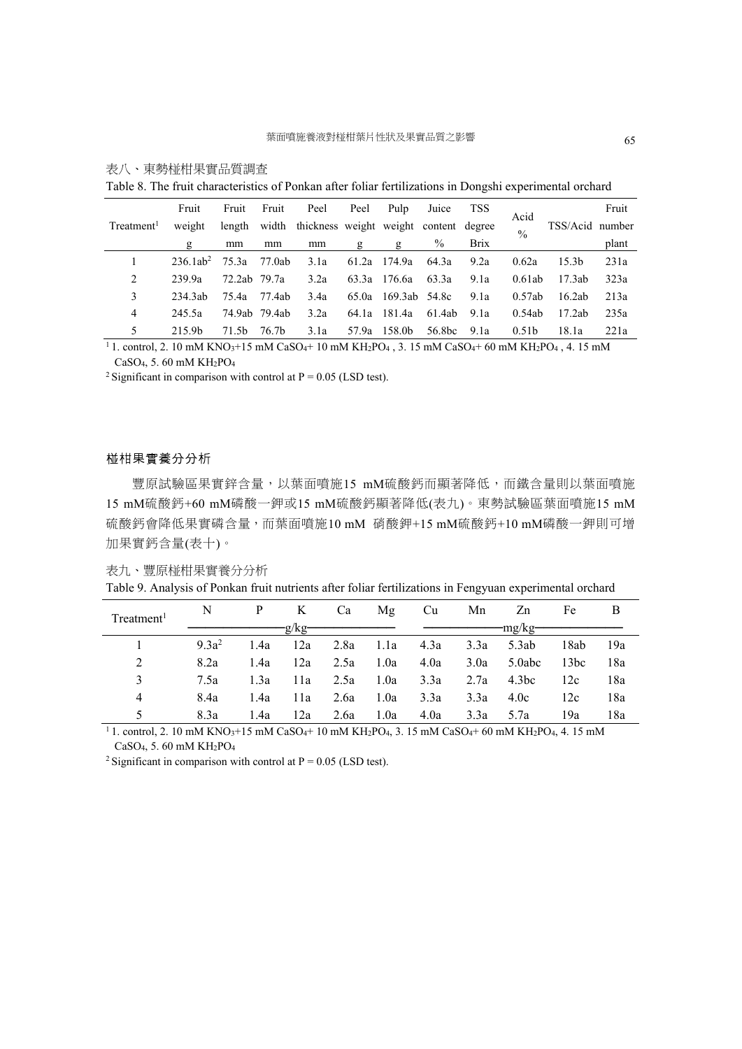表八、東勢椪柑果實品質調查

Table 8. The fruit characteristics of Ponkan after foliar fertilizations in Dongshi experimental orchard

| Treatment[1] | Fruit weight g | Fruit length mm | Fruit width mm | Peel thickness mm | Peel weight g | Pulp weight g | Juice content % | TSS degree Brix | Acid % | TSS/Acid | Fruit number plant |
|---|---|---|---|---|---|---|---|---|---|---|---|
| 1 | 236.1ab[2] | 75.3a | 77.0ab | 3.1a | 61.2a | 174.9a | 64.3a | 9.2a | 0.62a | 15.3b | 231a |
| 2 | 239.9a | 72.2ab | 79.7a | 3.2a | 63.3a | 176.6a | 63.3a | 9.1a | 0.61ab | 17.3ab | 323a |
| 3 | 234.3ab | 75.4a | 77.4ab | 3.4a | 65.0a | 169.3ab | 54.8c | 9.1a | 0.57ab | 16.2ab | 213a |
| 4 | 245.5a | 74.9ab | 79.4ab | 3.2a | 64.1a | 181.4a | 61.4ab | 9.1a | 0.54ab | 17.2ab | 235a |
| 5 | 215.9b | 71.5b | 76.7b | 3.1a | 57.9a | 158.0b | 56.8bc | 9.1a | 0.51b | 18.1a | 221a |

[1] 1. control, 2. 10 mM $KNO_3$+15 mM $CaSO_4$+ 10 mM $KH_2PO_4$ , 3. 15 mM $CaSO_4$+ 60 mM $KH_2PO_4$ , 4. 15 mM $CaSO_4$, 5. 60 mM $KH_2PO_4$

[2] Significant in comparison with control at P = 0.05 (LSD test).

## 椪柑果實養分分析

豐原試驗區果實鋅含量，以葉面噴施15 mM硫酸鈣而顯著降低，而鐵含量則以葉面噴施15 mM硫酸鈣+60 mM磷酸一鉀或15 mM硫酸鈣顯著降低(表九)。東勢試驗區葉面噴施15 mM硫酸鈣會降低果實磷含量，而葉面噴施10 mM 硝酸鉀+15 mM硫酸鈣+10 mM磷酸一鉀則可增加果實鈣含量(表十)。

表九、豐原椪柑果實養分分析

Table 9. Analysis of Ponkan fruit nutrients after foliar fertilizations in Fengyuan experimental orchard

| Treatment[1] | N | P | K | Ca | Mg | Cu | Mn | Zn | Fe | B |
|---|---|---|---|---|---|---|---|---|---|---|
| | g/kg | | | | | mg/kg | | | | |
| 1 | 9.3a[2] | 1.4a | 12a | 2.8a | 1.1a | 4.3a | 3.3a | 5.3ab | 18ab | 19a |
| 2 | 8.2a | 1.4a | 12a | 2.5a | 1.0a | 4.0a | 3.0a | 5.0abc | 13bc | 18a |
| 3 | 7.5a | 1.3a | 11a | 2.5a | 1.0a | 3.3a | 2.7a | 4.3bc | 12c | 18a |
| 4 | 8.4a | 1.4a | 11a | 2.6a | 1.0a | 3.3a | 3.3a | 4.0c | 12c | 18a |
| 5 | 8.3a | 1.4a | 12a | 2.6a | 1.0a | 4.0a | 3.3a | 5.7a | 19a | 18a |

[1] 1. control, 2. 10 mM $KNO_3$+15 mM $CaSO_4$+ 10 mM $KH_2PO_4$, 3. 15 mM $CaSO_4$+ 60 mM $KH_2PO_4$, 4. 15 mM $CaSO_4$, 5. 60 mM $KH_2PO_4$

[2] Significant in comparison with control at P = 0.05 (LSD test).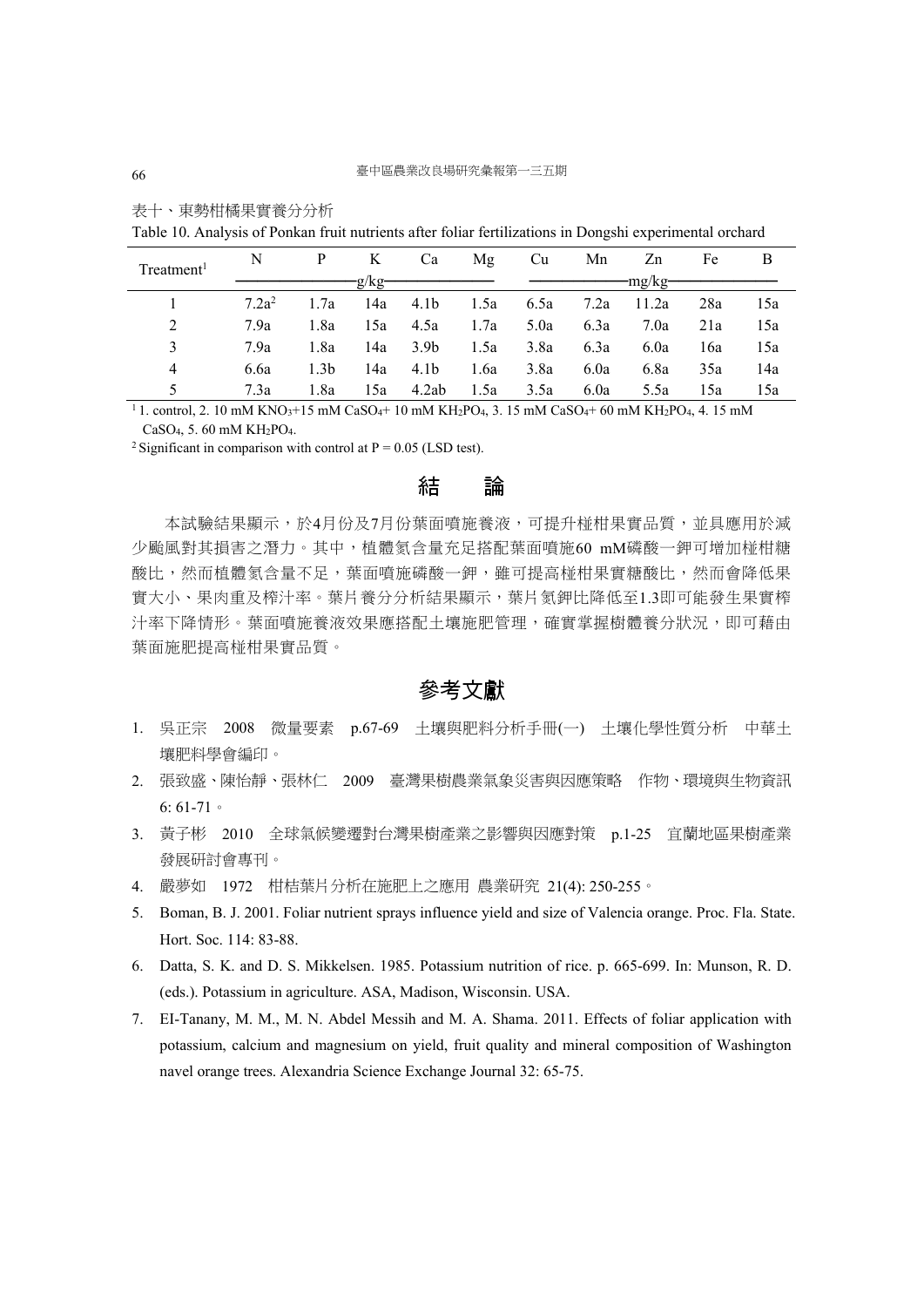表十、東勢柑橘果實養分分析

Table 10. Analysis of Ponkan fruit nutrients after foliar fertilizations in Dongshi experimental orchard

| Treatment[1] | N | P | K | Ca | Mg | Cu | Mn | Zn | Fe | B |
|---|---|---|---|---|---|---|---|---|---|---|
| | g/kg | | | | | mg/kg | | | | |
| 1 | 7.2a[2] | 1.7a | 14a | 4.1b | 1.5a | 6.5a | 7.2a | 11.2a | 28a | 15a |
| 2 | 7.9a | 1.8a | 15a | 4.5a | 1.7a | 5.0a | 6.3a | 7.0a | 21a | 15a |
| 3 | 7.9a | 1.8a | 14a | 3.9b | 1.5a | 3.8a | 6.3a | 6.0a | 16a | 15a |
| 4 | 6.6a | 1.3b | 14a | 4.1b | 1.6a | 3.8a | 6.0a | 6.8a | 35a | 14a |
| 5 | 7.3a | 1.8a | 15a | 4.2ab | 1.5a | 3.5a | 6.0a | 5.5a | 15a | 15a |

[1] 1. control, 2. 10 mM $KNO_3$+15 mM $CaSO_4$+ 10 mM $KH_2PO_4$, 3. 15 mM $CaSO_4$+ 60 mM $KH_2PO_4$, 4. 15 mM $CaSO_4$, 5. 60 mM $KH_2PO_4$.

[2] Significant in comparison with control at P = 0.05 (LSD test).

# 結　論

本試驗結果顯示，於4月份及7月份葉面噴施養液，可提升椪柑果實品質，並具應用於減少颱風對其損害之潛力。其中，植體氮含量充足搭配葉面噴施60 mM磷酸一鉀可增加椪柑糖酸比，然而植體氮含量不足，葉面噴施磷酸一鉀，雖可提高椪柑果實糖酸比，然而會降低果實大小、果肉重及榨汁率。葉片養分分析結果顯示，葉片氮鉀比降低至1.3即可能發生果實榨汁率下降情形。葉面噴施養液效果應搭配土壤施肥管理，確實掌握樹體養分狀況，即可藉由葉面施肥提高椪柑果實品質。

# 參考文獻

1. 吳正宗　2008　微量要素　p.67-69　土壤與肥料分析手冊(一)　土壤化學性質分析　中華土壤肥料學會編印。
2. 張致盛、陳怡靜、張林仁　2009　臺灣果樹農業氣象災害與因應策略　作物、環境與生物資訊 6: 61-71。
3. 黃子彬　2010　全球氣候變遷對台灣果樹產業之影響與因應對策　p.1-25　宜蘭地區果樹產業發展研討會專刊。
4. 嚴夢如　1972　柑桔葉片分析在施肥上之應用　農業研究　21(4): 250-255。
5. Boman, B. J. 2001. Foliar nutrient sprays influence yield and size of Valencia orange. Proc. Fla. State. Hort. Soc. 114: 83-88.
6. Datta, S. K. and D. S. Mikkelsen. 1985. Potassium nutrition of rice. p. 665-699. In: Munson, R. D. (eds.). Potassium in agriculture. ASA, Madison, Wisconsin. USA.
7. EI-Tanany, M. M., M. N. Abdel Messih and M. A. Shama. 2011. Effects of foliar application with potassium, calcium and magnesium on yield, fruit quality and mineral composition of Washington navel orange trees. Alexandria Science Exchange Journal 32: 65-75.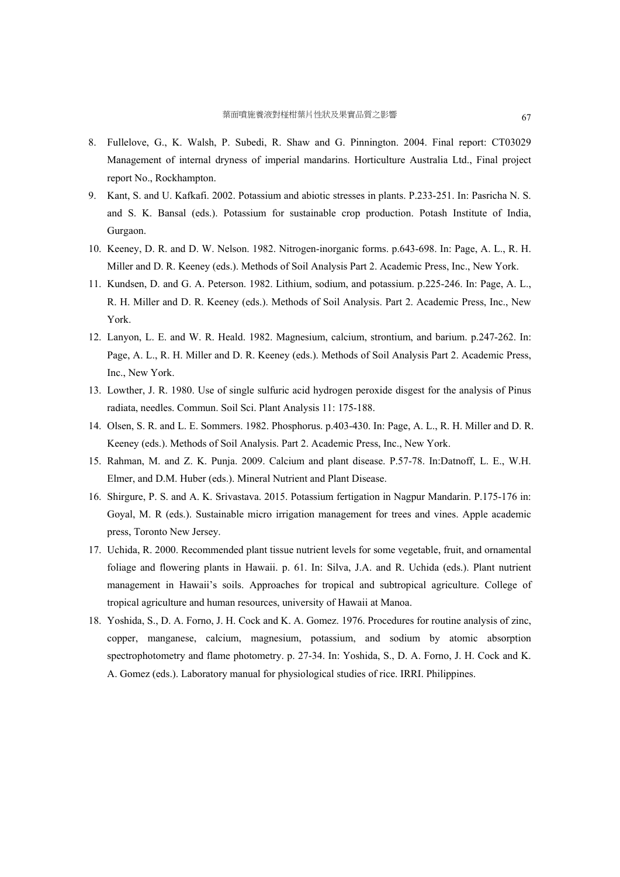8. Fullelove, G., K. Walsh, P. Subedi, R. Shaw and G. Pinnington. 2004. Final report: CT03029 Management of internal dryness of imperial mandarins. Horticulture Australia Ltd., Final project report No., Rockhampton.
9. Kant, S. and U. Kafkafi. 2002. Potassium and abiotic stresses in plants. P.233-251. In: Pasricha N. S. and S. K. Bansal (eds.). Potassium for sustainable crop production. Potash Institute of India, Gurgaon.
10. Keeney, D. R. and D. W. Nelson. 1982. Nitrogen-inorganic forms. p.643-698. In: Page, A. L., R. H. Miller and D. R. Keeney (eds.). Methods of Soil Analysis Part 2. Academic Press, Inc., New York.
11. Kundsen, D. and G. A. Peterson. 1982. Lithium, sodium, and potassium. p.225-246. In: Page, A. L., R. H. Miller and D. R. Keeney (eds.). Methods of Soil Analysis. Part 2. Academic Press, Inc., New York.
12. Lanyon, L. E. and W. R. Heald. 1982. Magnesium, calcium, strontium, and barium. p.247-262. In: Page, A. L., R. H. Miller and D. R. Keeney (eds.). Methods of Soil Analysis Part 2. Academic Press, Inc., New York.
13. Lowther, J. R. 1980. Use of single sulfuric acid hydrogen peroxide disgest for the analysis of Pinus radiata, needles. Commun. Soil Sci. Plant Analysis 11: 175-188.
14. Olsen, S. R. and L. E. Sommers. 1982. Phosphorus. p.403-430. In: Page, A. L., R. H. Miller and D. R. Keeney (eds.). Methods of Soil Analysis. Part 2. Academic Press, Inc., New York.
15. Rahman, M. and Z. K. Punja. 2009. Calcium and plant disease. P.57-78. In:Datnoff, L. E., W.H. Elmer, and D.M. Huber (eds.). Mineral Nutrient and Plant Disease.
16. Shirgure, P. S. and A. K. Srivastava. 2015. Potassium fertigation in Nagpur Mandarin. P.175-176 in: Goyal, M. R (eds.). Sustainable micro irrigation management for trees and vines. Apple academic press, Toronto New Jersey.
17. Uchida, R. 2000. Recommended plant tissue nutrient levels for some vegetable, fruit, and ornamental foliage and flowering plants in Hawaii. p. 61. In: Silva, J.A. and R. Uchida (eds.). Plant nutrient management in Hawaii's soils. Approaches for tropical and subtropical agriculture. College of tropical agriculture and human resources, university of Hawaii at Manoa.
18. Yoshida, S., D. A. Forno, J. H. Cock and K. A. Gomez. 1976. Procedures for routine analysis of zinc, copper, manganese, calcium, magnesium, potassium, and sodium by atomic absorption spectrophotometry and flame photometry. p. 27-34. In: Yoshida, S., D. A. Forno, J. H. Cock and K. A. Gomez (eds.). Laboratory manual for physiological studies of rice. IRRI. Philippines.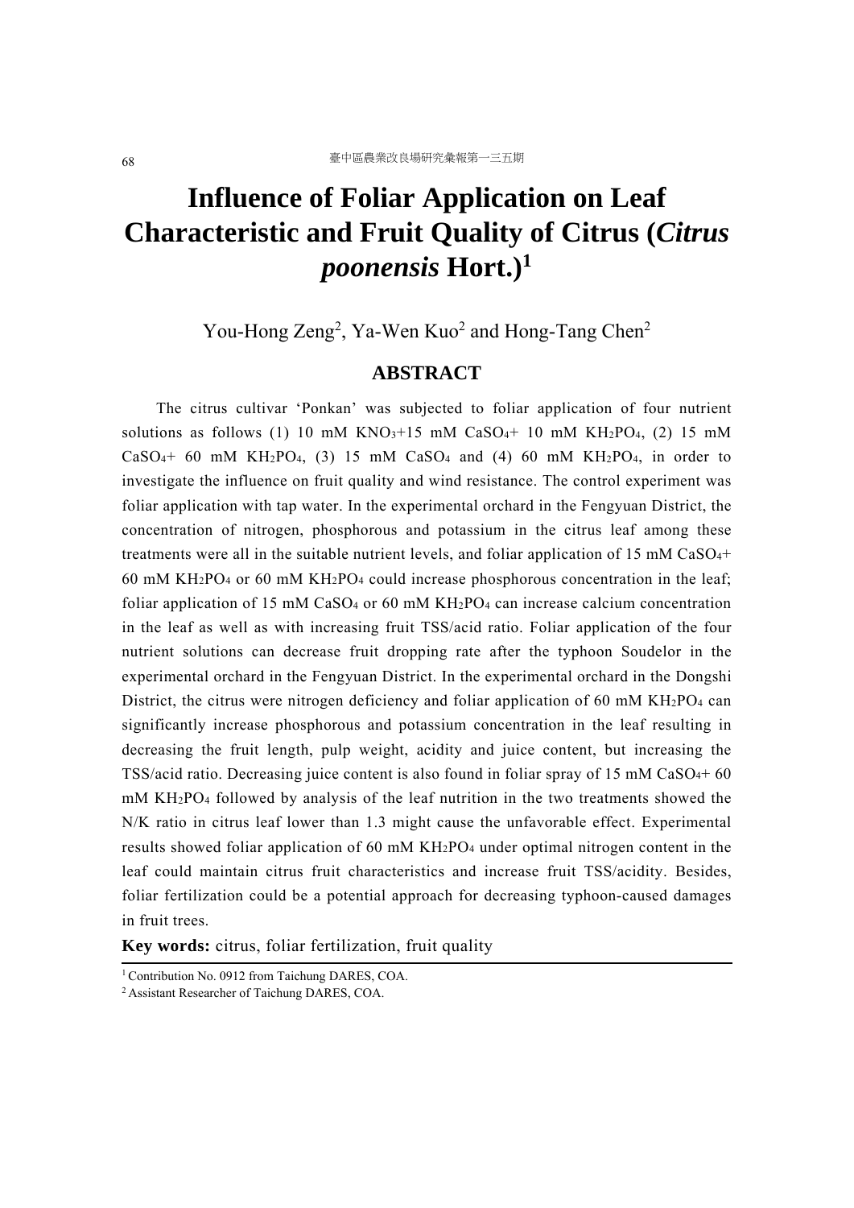# Influence of Foliar Application on Leaf Characteristic and Fruit Quality of Citrus (*Citrus poonensis* Hort.)[1]

You-Hong Zeng[2], Ya-Wen Kuo[2] and Hong-Tang Chen[2]

## ABSTRACT

The citrus cultivar 'Ponkan' was subjected to foliar application of four nutrient solutions as follows (1) 10 mM $KNO_3$+15 mM $CaSO_4$+ 10 mM $KH_2PO_4$, (2) 15 mM $CaSO_4$+ 60 mM $KH_2PO_4$, (3) 15 mM $CaSO_4$ and (4) 60 mM $KH_2PO_4$, in order to investigate the influence on fruit quality and wind resistance. The control experiment was foliar application with tap water. In the experimental orchard in the Fengyuan District, the concentration of nitrogen, phosphorous and potassium in the citrus leaf among these treatments were all in the suitable nutrient levels, and foliar application of 15 mM $CaSO_4$+ 60 mM $KH_2PO_4$ or 60 mM $KH_2PO_4$ could increase phosphorous concentration in the leaf; foliar application of 15 mM $CaSO_4$ or 60 mM $KH_2PO_4$ can increase calcium concentration in the leaf as well as with increasing fruit TSS/acid ratio. Foliar application of the four nutrient solutions can decrease fruit dropping rate after the typhoon Soudelor in the experimental orchard in the Fengyuan District. In the experimental orchard in the Dongshi District, the citrus were nitrogen deficiency and foliar application of 60 mM $KH_2PO_4$ can significantly increase phosphorous and potassium concentration in the leaf resulting in decreasing the fruit length, pulp weight, acidity and juice content, but increasing the TSS/acid ratio. Decreasing juice content is also found in foliar spray of 15 mM $CaSO_4$+ 60 mM $KH_2PO_4$ followed by analysis of the leaf nutrition in the two treatments showed the N/K ratio in citrus leaf lower than 1.3 might cause the unfavorable effect. Experimental results showed foliar application of 60 mM $KH_2PO_4$ under optimal nitrogen content in the leaf could maintain citrus fruit characteristics and increase fruit TSS/acidity. Besides, foliar fertilization could be a potential approach for decreasing typhoon-caused damages in fruit trees.

**Key words:** citrus, foliar fertilization, fruit quality

[1] Contribution No. 0912 from Taichung DARES, COA.

[2] Assistant Researcher of Taichung DARES, COA.